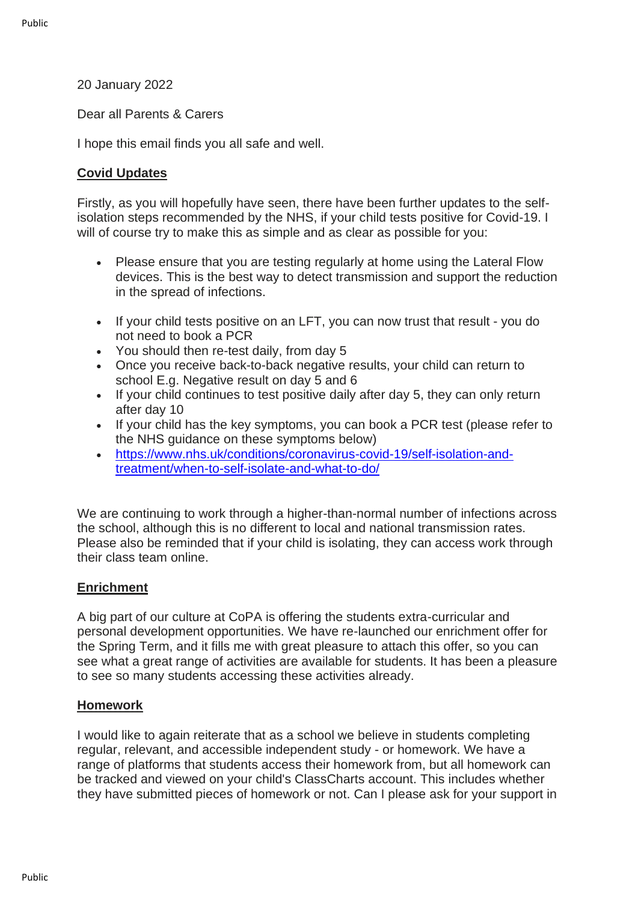20 January 2022

Dear all Parents & Carers

I hope this email finds you all safe and well.

**Covid Updates**

Firstly, as you will hopefully have seen, there have been further updates to the self-isolation steps recommended by the NHS, if your child tests positive for Covid-19. I will of course try to make this as simple and as clear as possible for you:

- Please ensure that you are testing regularly at home using the Lateral Flow devices. This is the best way to detect transmission and support the reduction in the spread of infections.

- If your child tests positive on an LFT, you can now trust that result - you do not need to book a PCR
- You should then re-test daily, from day 5
- Once you receive back-to-back negative results, your child can return to school E.g. Negative result on day 5 and 6
- If your child continues to test positive daily after day 5, they can only return after day 10
- If your child has the key symptoms, you can book a PCR test (please refer to the NHS guidance on these symptoms below)
- [https://www.nhs.uk/conditions/coronavirus-covid-19/self-isolation-and-treatment/when-to-self-isolate-and-what-to-do/](https://www.nhs.uk/conditions/coronavirus-covid-19/self-isolation-and-treatment/when-to-self-isolate-and-what-to-do/)

We are continuing to work through a higher-than-normal number of infections across the school, although this is no different to local and national transmission rates. Please also be reminded that if your child is isolating, they can access work through their class team online.

**Enrichment**

A big part of our culture at CoPA is offering the students extra-curricular and personal development opportunities. We have re-launched our enrichment offer for the Spring Term, and it fills me with great pleasure to attach this offer, so you can see what a great range of activities are available for students. It has been a pleasure to see so many students accessing these activities already.

**Homework**

I would like to again reiterate that as a school we believe in students completing regular, relevant, and accessible independent study - or homework. We have a range of platforms that students access their homework from, but all homework can be tracked and viewed on your child's ClassCharts account. This includes whether they have submitted pieces of homework or not. Can I please ask for your support in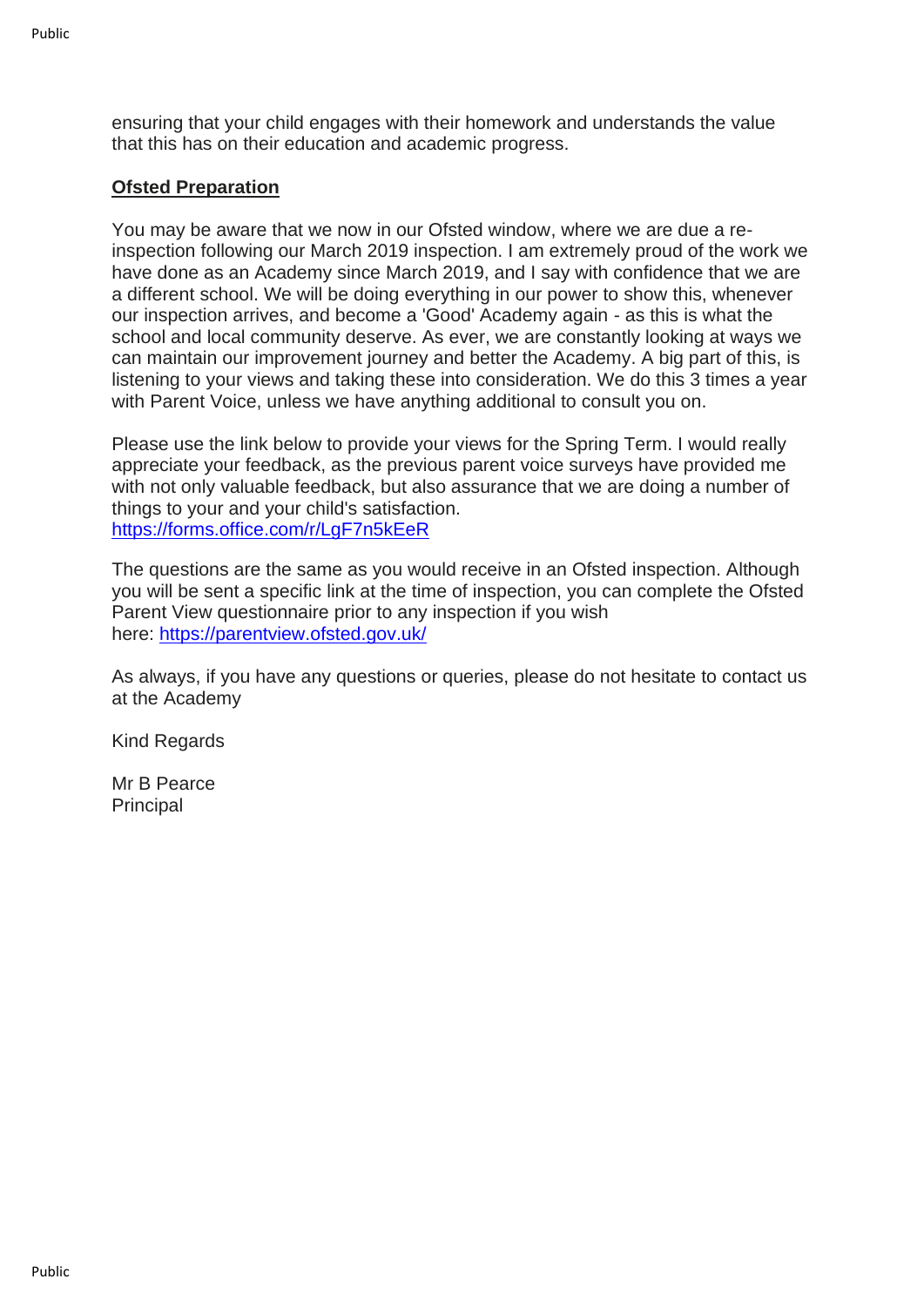ensuring that your child engages with their homework and understands the value that this has on their education and academic progress.

**Ofsted Preparation**

You may be aware that we now in our Ofsted window, where we are due a re-inspection following our March 2019 inspection. I am extremely proud of the work we have done as an Academy since March 2019, and I say with confidence that we are a different school. We will be doing everything in our power to show this, whenever our inspection arrives, and become a 'Good' Academy again - as this is what the school and local community deserve. As ever, we are constantly looking at ways we can maintain our improvement journey and better the Academy. A big part of this, is listening to your views and taking these into consideration. We do this 3 times a year with Parent Voice, unless we have anything additional to consult you on.

Please use the link below to provide your views for the Spring Term. I would really appreciate your feedback, as the previous parent voice surveys have provided me with not only valuable feedback, but also assurance that we are doing a number of things to your and your child's satisfaction.
https://forms.office.com/r/LgF7n5kEeR

The questions are the same as you would receive in an Ofsted inspection. Although you will be sent a specific link at the time of inspection, you can complete the Ofsted Parent View questionnaire prior to any inspection if you wish here: https://parentview.ofsted.gov.uk/

As always, if you have any questions or queries, please do not hesitate to contact us at the Academy

Kind Regards

Mr B Pearce
Principal